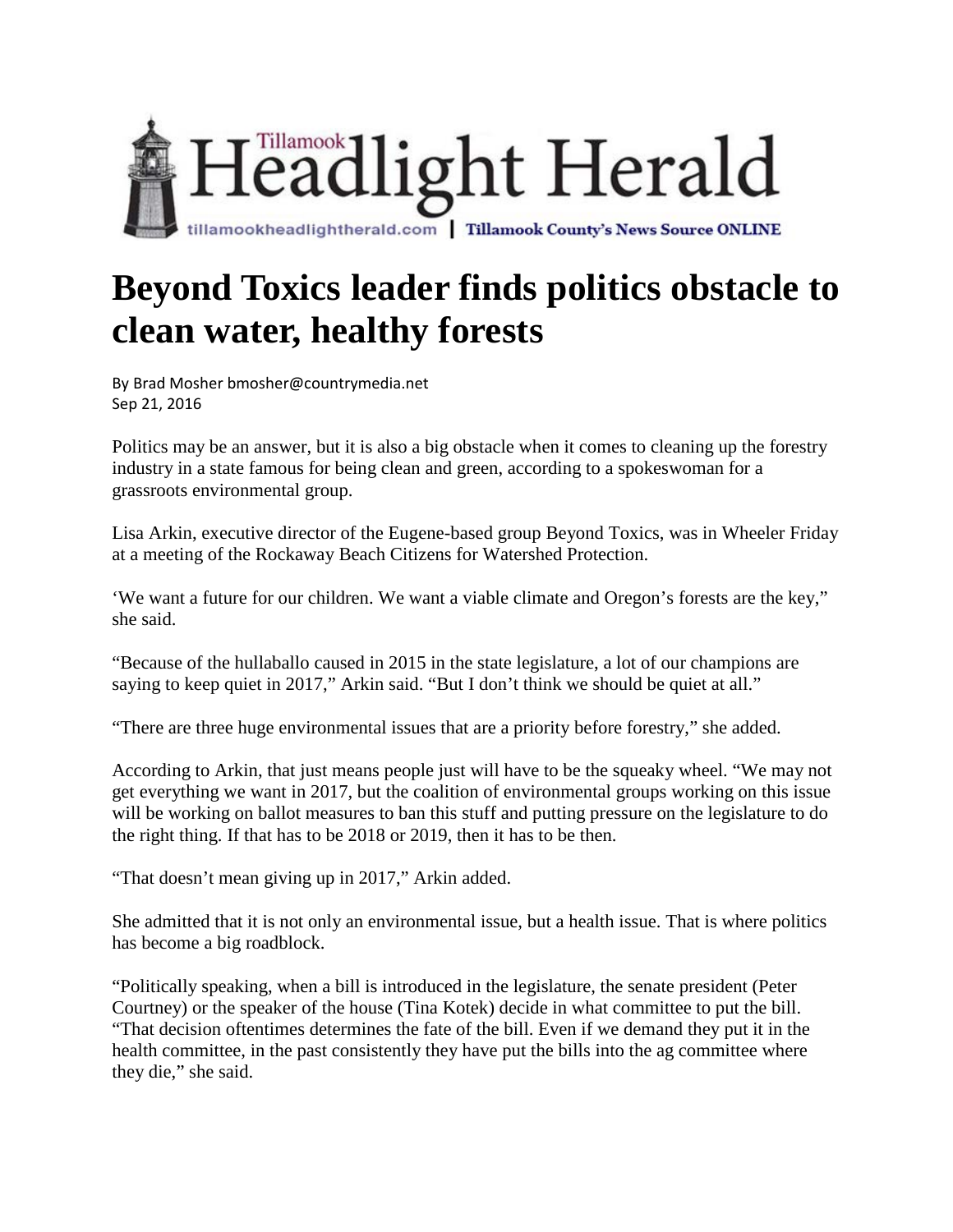Tillamook Headlight Herald

tillamookheadlightherald.com | Tillamook County's News Source ONLINE

# Beyond Toxics leader finds politics obstacle to clean water, healthy forests

By Brad Mosher bmosher@countrymedia.net
Sep 21, 2016

Politics may be an answer, but it is also a big obstacle when it comes to cleaning up the forestry industry in a state famous for being clean and green, according to a spokeswoman for a grassroots environmental group.

Lisa Arkin, executive director of the Eugene-based group Beyond Toxics, was in Wheeler Friday at a meeting of the Rockaway Beach Citizens for Watershed Protection.

'We want a future for our children. We want a viable climate and Oregon's forests are the key," she said.

"Because of the hullaballo caused in 2015 in the state legislature, a lot of our champions are saying to keep quiet in 2017," Arkin said. "But I don't think we should be quiet at all."

"There are three huge environmental issues that are a priority before forestry," she added.

According to Arkin, that just means people just will have to be the squeaky wheel. "We may not get everything we want in 2017, but the coalition of environmental groups working on this issue will be working on ballot measures to ban this stuff and putting pressure on the legislature to do the right thing. If that has to be 2018 or 2019, then it has to be then.

"That doesn't mean giving up in 2017," Arkin added.

She admitted that it is not only an environmental issue, but a health issue. That is where politics has become a big roadblock.

"Politically speaking, when a bill is introduced in the legislature, the senate president (Peter Courtney) or the speaker of the house (Tina Kotek) decide in what committee to put the bill. "That decision oftentimes determines the fate of the bill. Even if we demand they put it in the health committee, in the past consistently they have put the bills into the ag committee where they die," she said.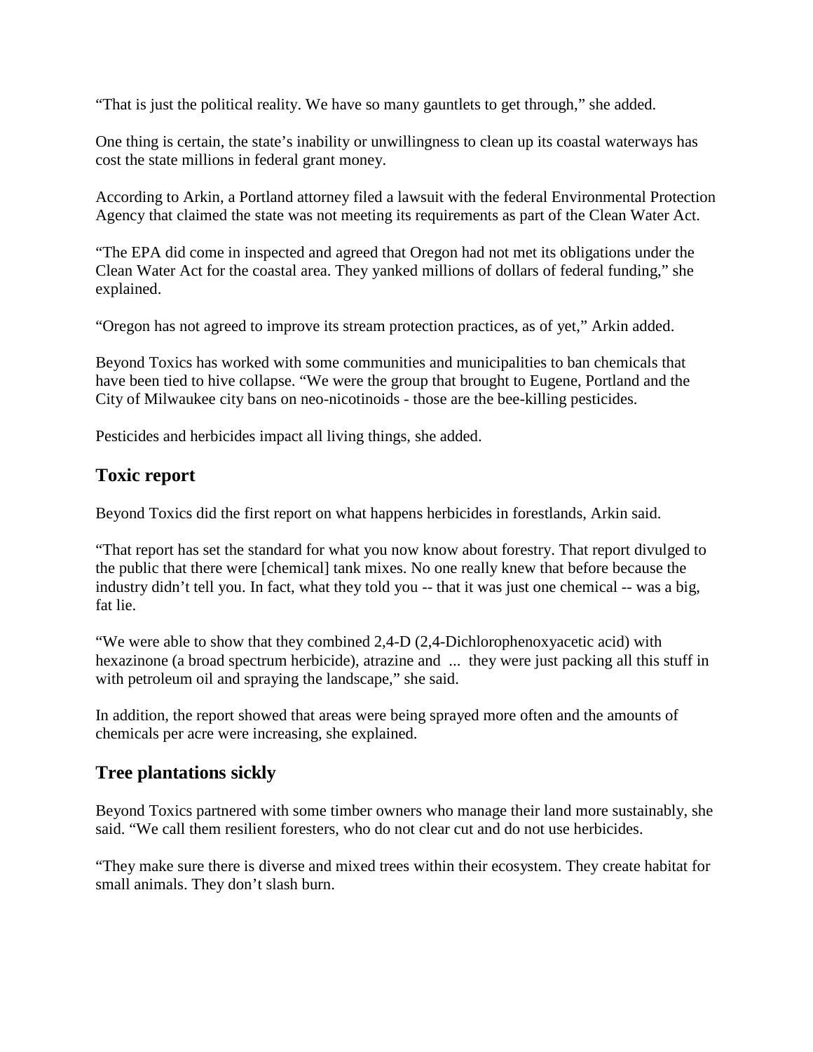“That is just the political reality. We have so many gauntlets to get through,” she added.

One thing is certain, the state’s inability or unwillingness to clean up its coastal waterways has cost the state millions in federal grant money.

According to Arkin, a Portland attorney filed a lawsuit with the federal Environmental Protection Agency that claimed the state was not meeting its requirements as part of the Clean Water Act.

“The EPA did come in inspected and agreed that Oregon had not met its obligations under the Clean Water Act for the coastal area. They yanked millions of dollars of federal funding,” she explained.

“Oregon has not agreed to improve its stream protection practices, as of yet,” Arkin added.

Beyond Toxics has worked with some communities and municipalities to ban chemicals that have been tied to hive collapse. “We were the group that brought to Eugene, Portland and the City of Milwaukee city bans on neo-nicotinoids - those are the bee-killing pesticides.

Pesticides and herbicides impact all living things, she added.

## Toxic report

Beyond Toxics did the first report on what happens herbicides in forestlands, Arkin said.

“That report has set the standard for what you now know about forestry. That report divulged to the public that there were [chemical] tank mixes. No one really knew that before because the industry didn’t tell you. In fact, what they told you -- that it was just one chemical -- was a big, fat lie.

“We were able to show that they combined 2,4-D (2,4-Dichlorophenoxyacetic acid) with hexazinone (a broad spectrum herbicide), atrazine and ... they were just packing all this stuff in with petroleum oil and spraying the landscape,” she said.

In addition, the report showed that areas were being sprayed more often and the amounts of chemicals per acre were increasing, she explained.

## Tree plantations sickly

Beyond Toxics partnered with some timber owners who manage their land more sustainably, she said. “We call them resilient foresters, who do not clear cut and do not use herbicides.

“They make sure there is diverse and mixed trees within their ecosystem. They create habitat for small animals. They don’t slash burn.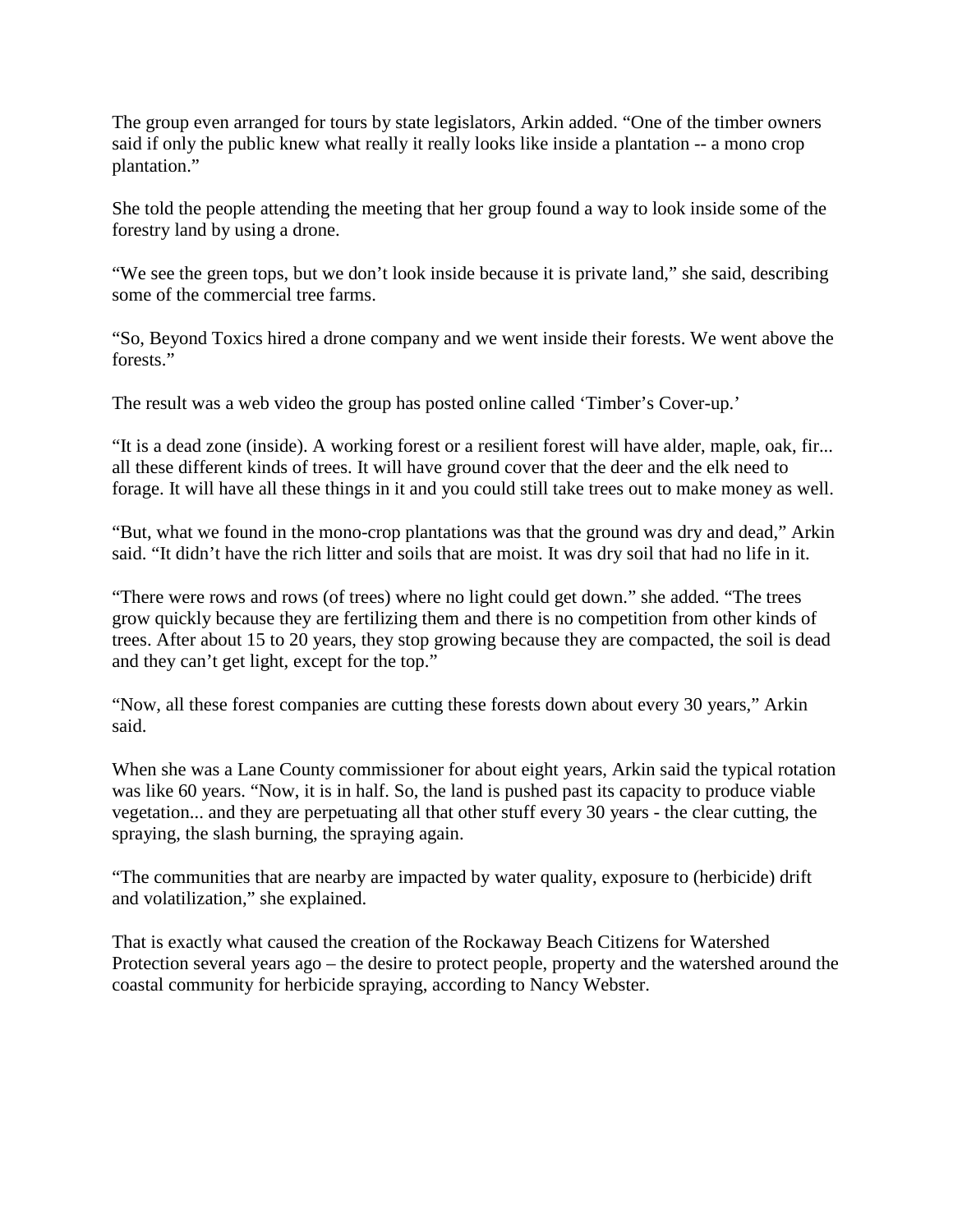The group even arranged for tours by state legislators, Arkin added. "One of the timber owners said if only the public knew what really it really looks like inside a plantation -- a mono crop plantation."

She told the people attending the meeting that her group found a way to look inside some of the forestry land by using a drone.

"We see the green tops, but we don't look inside because it is private land," she said, describing some of the commercial tree farms.

"So, Beyond Toxics hired a drone company and we went inside their forests. We went above the forests."

The result was a web video the group has posted online called 'Timber's Cover-up.'

"It is a dead zone (inside). A working forest or a resilient forest will have alder, maple, oak, fir... all these different kinds of trees. It will have ground cover that the deer and the elk need to forage. It will have all these things in it and you could still take trees out to make money as well.

"But, what we found in the mono-crop plantations was that the ground was dry and dead," Arkin said. "It didn't have the rich litter and soils that are moist. It was dry soil that had no life in it.

"There were rows and rows (of trees) where no light could get down." she added. "The trees grow quickly because they are fertilizing them and there is no competition from other kinds of trees. After about 15 to 20 years, they stop growing because they are compacted, the soil is dead and they can't get light, except for the top."

"Now, all these forest companies are cutting these forests down about every 30 years," Arkin said.

When she was a Lane County commissioner for about eight years, Arkin said the typical rotation was like 60 years. "Now, it is in half. So, the land is pushed past its capacity to produce viable vegetation... and they are perpetuating all that other stuff every 30 years - the clear cutting, the spraying, the slash burning, the spraying again.

"The communities that are nearby are impacted by water quality, exposure to (herbicide) drift and volatilization," she explained.

That is exactly what caused the creation of the Rockaway Beach Citizens for Watershed Protection several years ago – the desire to protect people, property and the watershed around the coastal community for herbicide spraying, according to Nancy Webster.